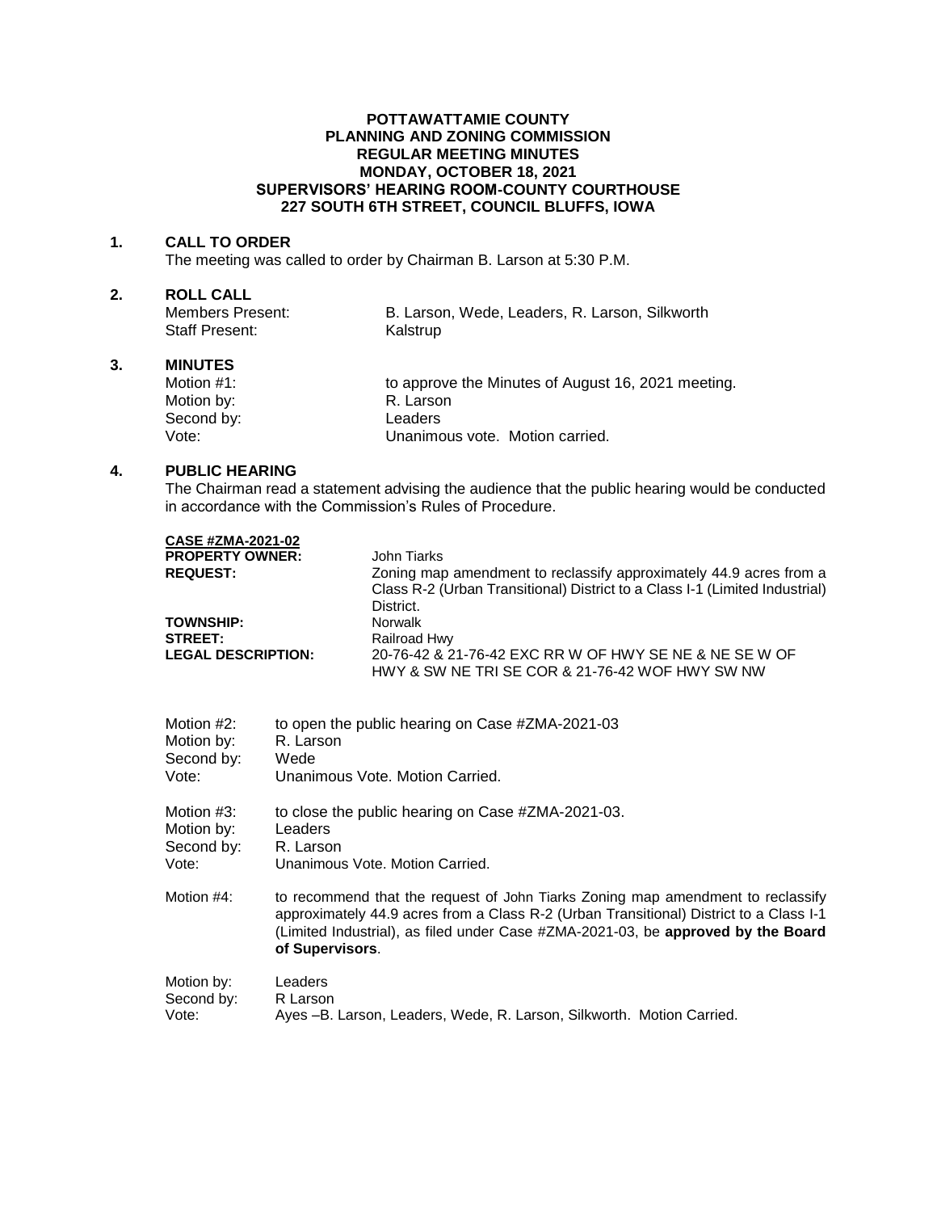# POTTAWATTAMIE COUNTY
# PLANNING AND ZONING COMMISSION
## REGULAR MEETING MINUTES
## MONDAY, OCTOBER 18, 2021
## SUPERVISORS' HEARING ROOM-COUNTY COURTHOUSE
## 227 SOUTH 6TH STREET, COUNCIL BLUFFS, IOWA

**1. CALL TO ORDER**

The meeting was called to order by Chairman B. Larson at 5:30 P.M.

**2. ROLL CALL**

| | |
|---|---|
| Members Present: | B. Larson, Wede, Leaders, R. Larson, Silkworth |
| Staff Present: | Kalstrup |

**3. MINUTES**

| | |
|---|---|
| Motion #1: | to approve the Minutes of August 16, 2021 meeting. |
| Motion by: | R. Larson |
| Second by: | Leaders |
| Vote: | Unanimous vote. Motion carried. |

**4. PUBLIC HEARING**

The Chairman read a statement advising the audience that the public hearing would be conducted in accordance with the Commission's Rules of Procedure.

| **<u>CASE #ZMA-2021-02</u>** | |
|---|---|
| **PROPERTY OWNER:** | John Tiarks |
| **REQUEST:** | Zoning map amendment to reclassify approximately 44.9 acres from a Class R-2 (Urban Transitional) District to a Class I-1 (Limited Industrial) District. |
| **TOWNSHIP:** | Norwalk |
| **STREET:** | Railroad Hwy |
| **LEGAL DESCRIPTION:** | 20-76-42 & 21-76-42 EXC RR W OF HWY SE NE & NE SE W OF HWY & SW NE TRI SE COR & 21-76-42 WOF HWY SW NW |

| | |
|---|---|
| Motion #2: | to open the public hearing on Case #ZMA-2021-03 |
| Motion by: | R. Larson |
| Second by: | Wede |
| Vote: | Unanimous Vote. Motion Carried. |

| | |
|---|---|
| Motion #3: | to close the public hearing on Case #ZMA-2021-03. |
| Motion by: | Leaders |
| Second by: | R. Larson |
| Vote: | Unanimous Vote. Motion Carried. |

Motion #4: to recommend that the request of John Tiarks Zoning map amendment to reclassify approximately 44.9 acres from a Class R-2 (Urban Transitional) District to a Class I-1 (Limited Industrial), as filed under Case #ZMA-2021-03, be **approved by the Board of Supervisors**.

| | |
|---|---|
| Motion by: | Leaders |
| Second by: | R Larson |
| Vote: | Ayes –B. Larson, Leaders, Wede, R. Larson, Silkworth. Motion Carried. |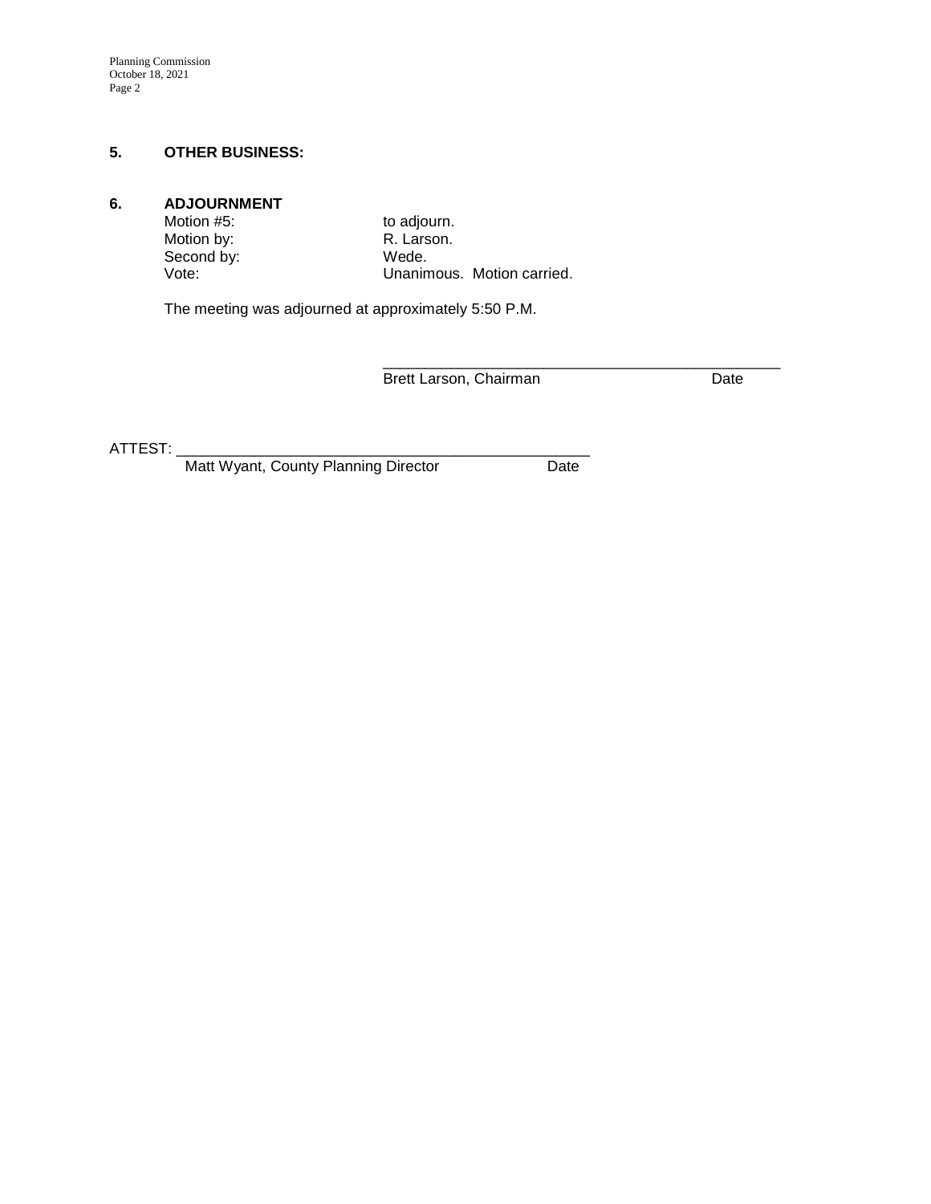## 5. OTHER BUSINESS:

## 6. ADJOURNMENT

| | |
|---|---|
| Motion #5: | to adjourn. |
| Motion by: | R. Larson. |
| Second by: | Wede. |
| Vote: | Unanimous. Motion carried. |

The meeting was adjourned at approximately 5:50 P.M.

\_\_\_\_\_\_\_\_\_\_\_\_\_\_\_\_\_\_\_\_\_\_\_\_\_\_\_\_\_\_\_\_\_\_\_\_\_\_\_\_\_\_\_\_\_\_\_\_\_\_

Brett Larson, Chairman Date

ATTEST: \_\_\_\_\_\_\_\_\_\_\_\_\_\_\_\_\_\_\_\_\_\_\_\_\_\_\_\_\_\_\_\_\_\_\_\_\_\_\_\_\_\_\_\_\_\_\_\_\_\_

Matt Wyant, County Planning Director Date